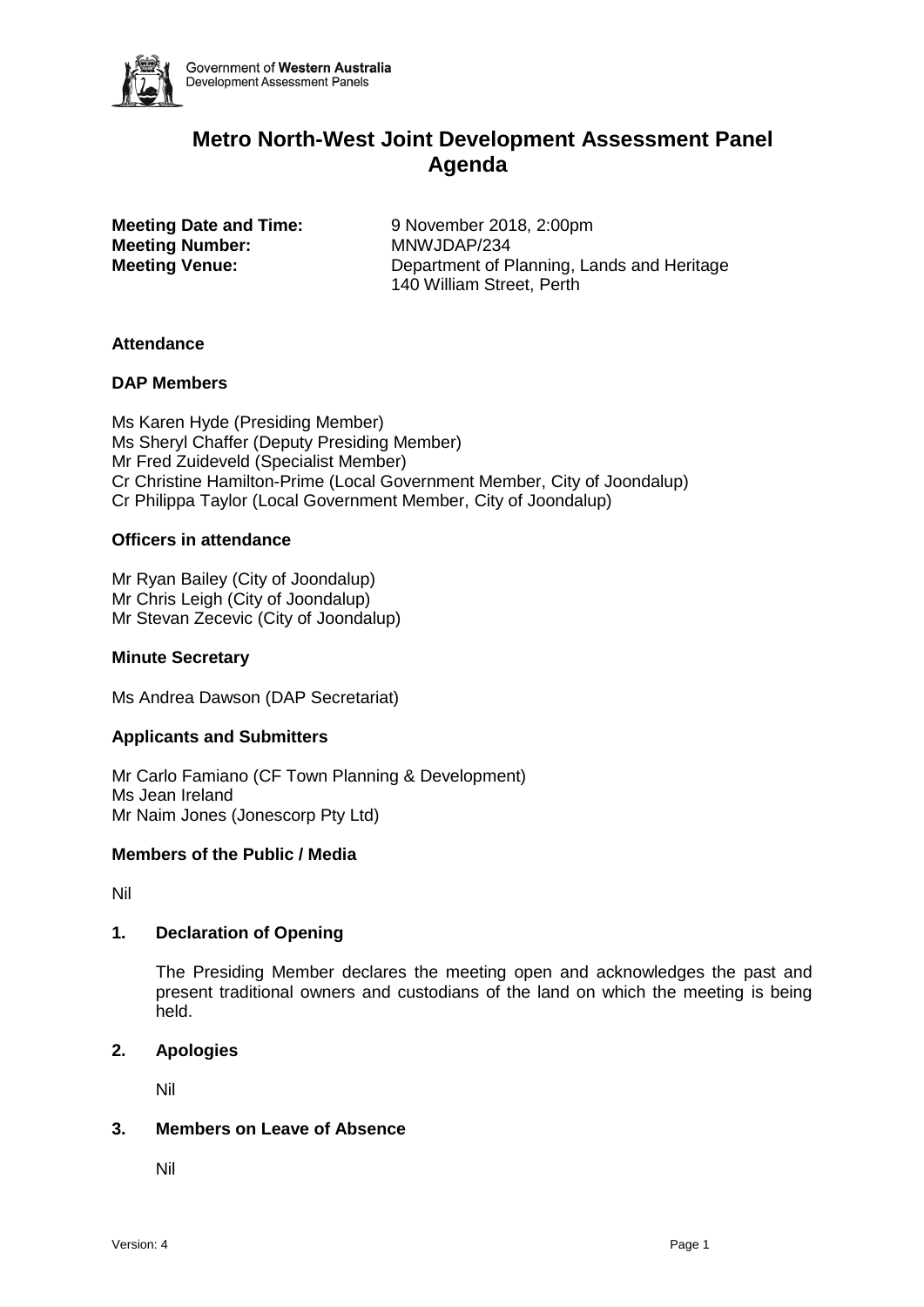Government of **Western Australia**
Development Assessment Panels

# Metro North-West Joint Development Assessment Panel Agenda

**Meeting Date and Time:** 9 November 2018, 2:00pm
**Meeting Number:** MNWJDAP/234
**Meeting Venue:** Department of Planning, Lands and Heritage
140 William Street, Perth

### Attendance

### DAP Members

Ms Karen Hyde (Presiding Member)
Ms Sheryl Chaffer (Deputy Presiding Member)
Mr Fred Zuideveld (Specialist Member)
Cr Christine Hamilton-Prime (Local Government Member, City of Joondalup)
Cr Philippa Taylor (Local Government Member, City of Joondalup)

### Officers in attendance

Mr Ryan Bailey (City of Joondalup)
Mr Chris Leigh (City of Joondalup)
Mr Stevan Zecevic (City of Joondalup)

### Minute Secretary

Ms Andrea Dawson (DAP Secretariat)

### Applicants and Submitters

Mr Carlo Famiano (CF Town Planning & Development)
Ms Jean Ireland
Mr Naim Jones (Jonescorp Pty Ltd)

### Members of the Public / Media

Nil

### 1. Declaration of Opening

The Presiding Member declares the meeting open and acknowledges the past and present traditional owners and custodians of the land on which the meeting is being held.

### 2. Apologies

Nil

### 3. Members on Leave of Absence

Nil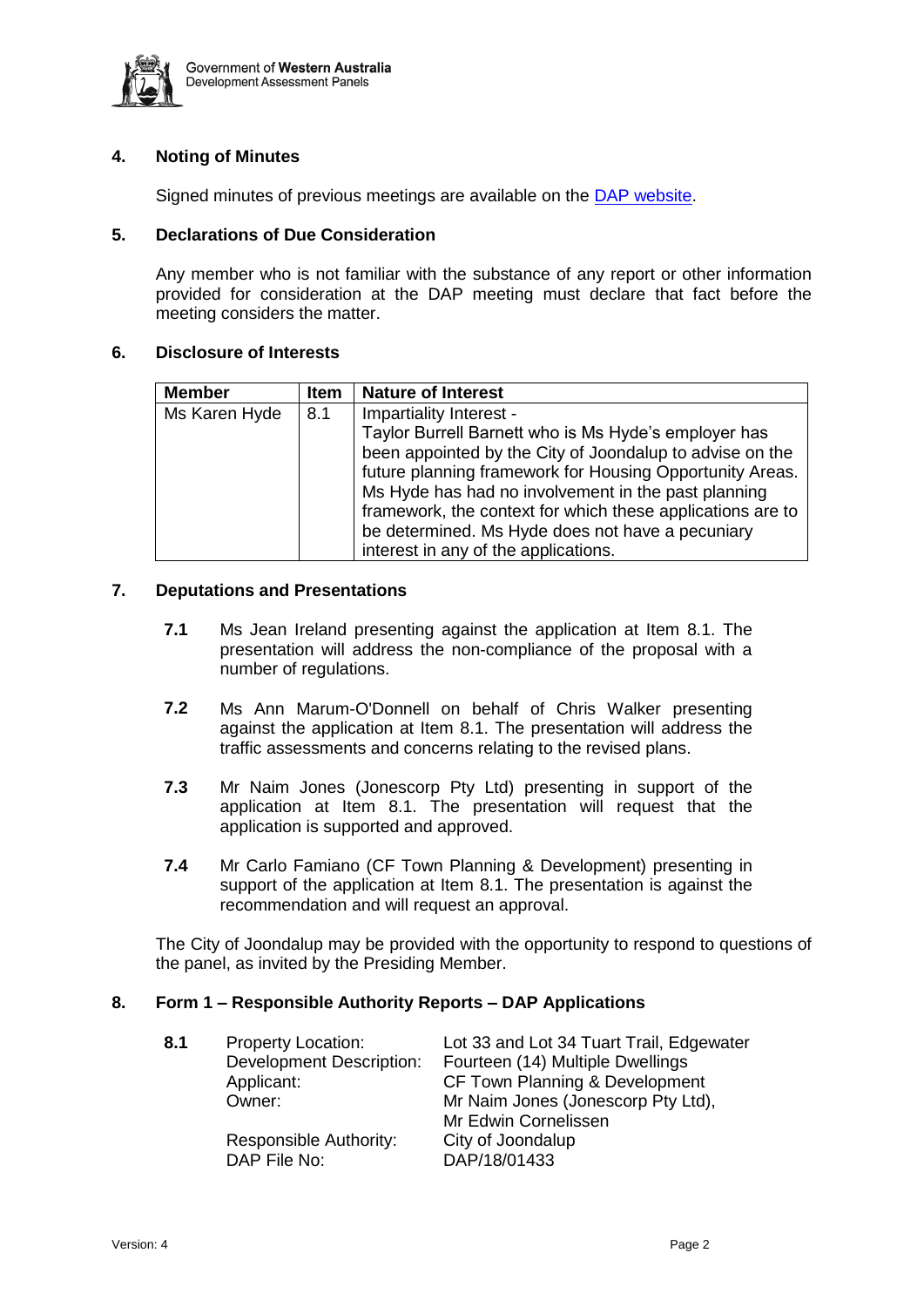## 4. Noting of Minutes

Signed minutes of previous meetings are available on the [DAP website](#).

## 5. Declarations of Due Consideration

Any member who is not familiar with the substance of any report or other information provided for consideration at the DAP meeting must declare that fact before the meeting considers the matter.

## 6. Disclosure of Interests

| Member | Item | Nature of Interest |
| --- | --- | --- |
| Ms Karen Hyde | 8.1 | Impartiality Interest - Taylor Burrell Barnett who is Ms Hyde's employer has been appointed by the City of Joondalup to advise on the future planning framework for Housing Opportunity Areas. Ms Hyde has had no involvement in the past planning framework, the context for which these applications are to be determined. Ms Hyde does not have a pecuniary interest in any of the applications. |

## 7. Deputations and Presentations

**7.1** Ms Jean Ireland presenting against the application at Item 8.1. The presentation will address the non-compliance of the proposal with a number of regulations.

**7.2** Ms Ann Marum-O'Donnell on behalf of Chris Walker presenting against the application at Item 8.1. The presentation will address the traffic assessments and concerns relating to the revised plans.

**7.3** Mr Naim Jones (Jonescorp Pty Ltd) presenting in support of the application at Item 8.1. The presentation will request that the application is supported and approved.

**7.4** Mr Carlo Famiano (CF Town Planning & Development) presenting in support of the application at Item 8.1. The presentation is against the recommendation and will request an approval.

The City of Joondalup may be provided with the opportunity to respond to questions of the panel, as invited by the Presiding Member.

## 8. Form 1 – Responsible Authority Reports – DAP Applications

**8.1**

| | |
| --- | --- |
| Property Location: | Lot 33 and Lot 34 Tuart Trail, Edgewater |
| Development Description: | Fourteen (14) Multiple Dwellings |
| Applicant: | CF Town Planning & Development |
| Owner: | Mr Naim Jones (Jonescorp Pty Ltd), Mr Edwin Cornelissen |
| Responsible Authority: | City of Joondalup |
| DAP File No: | DAP/18/01433 |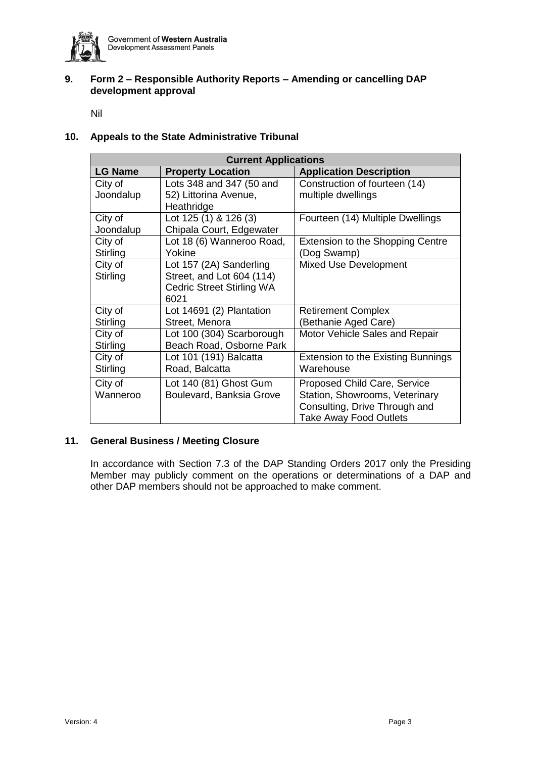## 9. Form 2 – Responsible Authority Reports – Amending or cancelling DAP development approval

Nil

## 10. Appeals to the State Administrative Tribunal

| Current Applications | | |
|---|---|---|
| **LG Name** | **Property Location** | **Application Description** |
| City of Joondalup | Lots 348 and 347 (50 and 52) Littorina Avenue, Heathridge | Construction of fourteen (14) multiple dwellings |
| City of Joondalup | Lot 125 (1) & 126 (3) Chipala Court, Edgewater | Fourteen (14) Multiple Dwellings |
| City of Stirling | Lot 18 (6) Wanneroo Road, Yokine | Extension to the Shopping Centre (Dog Swamp) |
| City of Stirling | Lot 157 (2A) Sanderling Street, and Lot 604 (114) Cedric Street Stirling WA 6021 | Mixed Use Development |
| City of Stirling | Lot 14691 (2) Plantation Street, Menora | Retirement Complex (Bethanie Aged Care) |
| City of Stirling | Lot 100 (304) Scarborough Beach Road, Osborne Park | Motor Vehicle Sales and Repair |
| City of Stirling | Lot 101 (191) Balcatta Road, Balcatta | Extension to the Existing Bunnings Warehouse |
| City of Wanneroo | Lot 140 (81) Ghost Gum Boulevard, Banksia Grove | Proposed Child Care, Service Station, Showrooms, Veterinary Consulting, Drive Through and Take Away Food Outlets |

## 11. General Business / Meeting Closure

In accordance with Section 7.3 of the DAP Standing Orders 2017 only the Presiding Member may publicly comment on the operations or determinations of a DAP and other DAP members should not be approached to make comment.